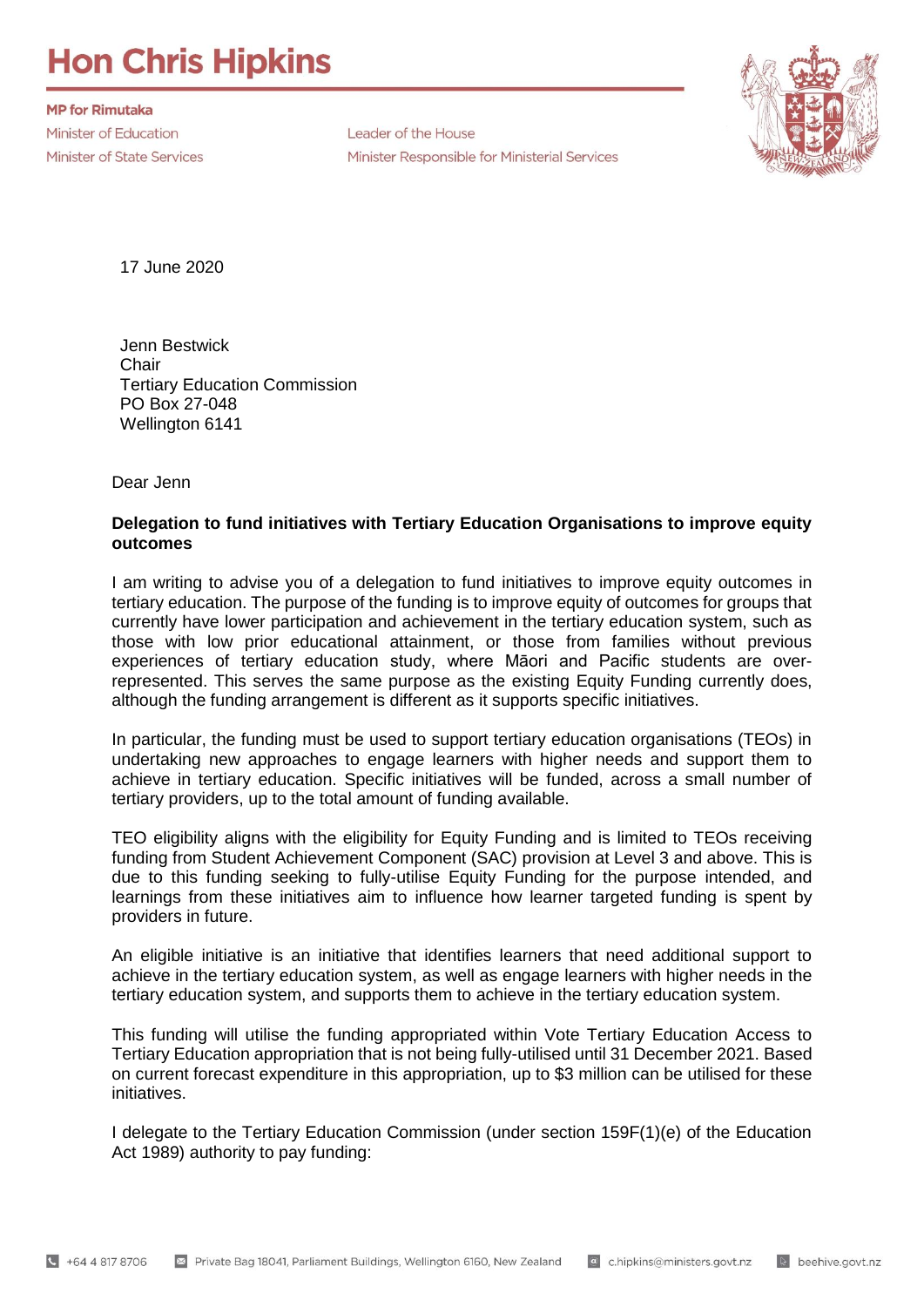# Hon Chris Hipkins

**MP for Rimutaka**

Minister of Education
Minister of State Services
Leader of the House
Minister Responsible for Ministerial Services

17 June 2020

Jenn Bestwick
Chair
Tertiary Education Commission
PO Box 27-048
Wellington 6141

Dear Jenn

**Delegation to fund initiatives with Tertiary Education Organisations to improve equity outcomes**

I am writing to advise you of a delegation to fund initiatives to improve equity outcomes in tertiary education. The purpose of the funding is to improve equity of outcomes for groups that currently have lower participation and achievement in the tertiary education system, such as those with low prior educational attainment, or those from families without previous experiences of tertiary education study, where Māori and Pacific students are over-represented. This serves the same purpose as the existing Equity Funding currently does, although the funding arrangement is different as it supports specific initiatives.

In particular, the funding must be used to support tertiary education organisations (TEOs) in undertaking new approaches to engage learners with higher needs and support them to achieve in tertiary education. Specific initiatives will be funded, across a small number of tertiary providers, up to the total amount of funding available.

TEO eligibility aligns with the eligibility for Equity Funding and is limited to TEOs receiving funding from Student Achievement Component (SAC) provision at Level 3 and above. This is due to this funding seeking to fully-utilise Equity Funding for the purpose intended, and learnings from these initiatives aim to influence how learner targeted funding is spent by providers in future.

An eligible initiative is an initiative that identifies learners that need additional support to achieve in the tertiary education system, as well as engage learners with higher needs in the tertiary education system, and supports them to achieve in the tertiary education system.

This funding will utilise the funding appropriated within Vote Tertiary Education Access to Tertiary Education appropriation that is not being fully-utilised until 31 December 2021. Based on current forecast expenditure in this appropriation, up to $3 million can be utilised for these initiatives.

I delegate to the Tertiary Education Commission (under section 159F(1)(e) of the Education Act 1989) authority to pay funding: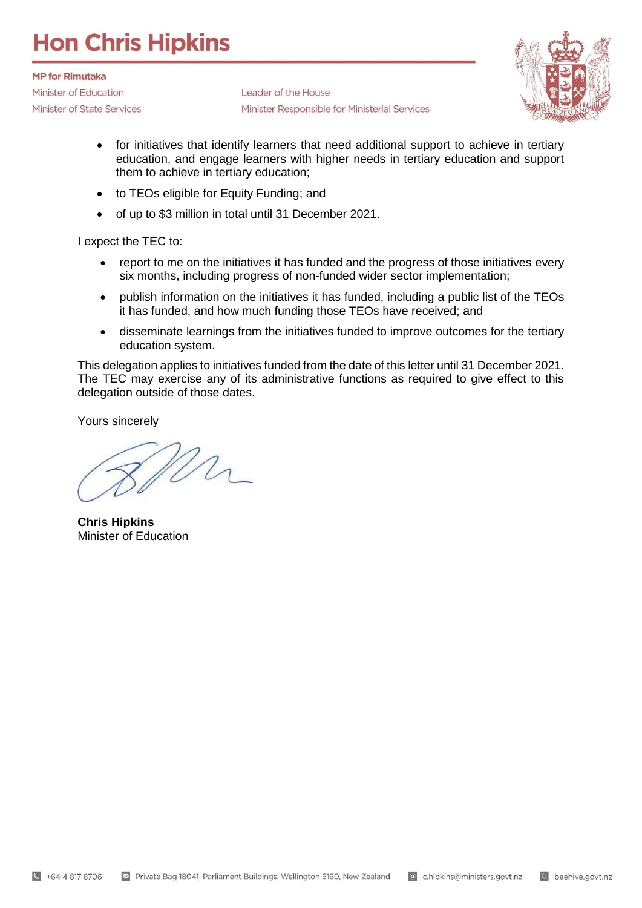- for initiatives that identify learners that need additional support to achieve in tertiary education, and engage learners with higher needs in tertiary education and support them to achieve in tertiary education;
- to TEOs eligible for Equity Funding; and
- of up to $3 million in total until 31 December 2021.

I expect the TEC to:

- report to me on the initiatives it has funded and the progress of those initiatives every six months, including progress of non-funded wider sector implementation;
- publish information on the initiatives it has funded, including a public list of the TEOs it has funded, and how much funding those TEOs have received; and
- disseminate learnings from the initiatives funded to improve outcomes for the tertiary education system.

This delegation applies to initiatives funded from the date of this letter until 31 December 2021. The TEC may exercise any of its administrative functions as required to give effect to this delegation outside of those dates.

Yours sincerely

**Chris Hipkins**
Minister of Education